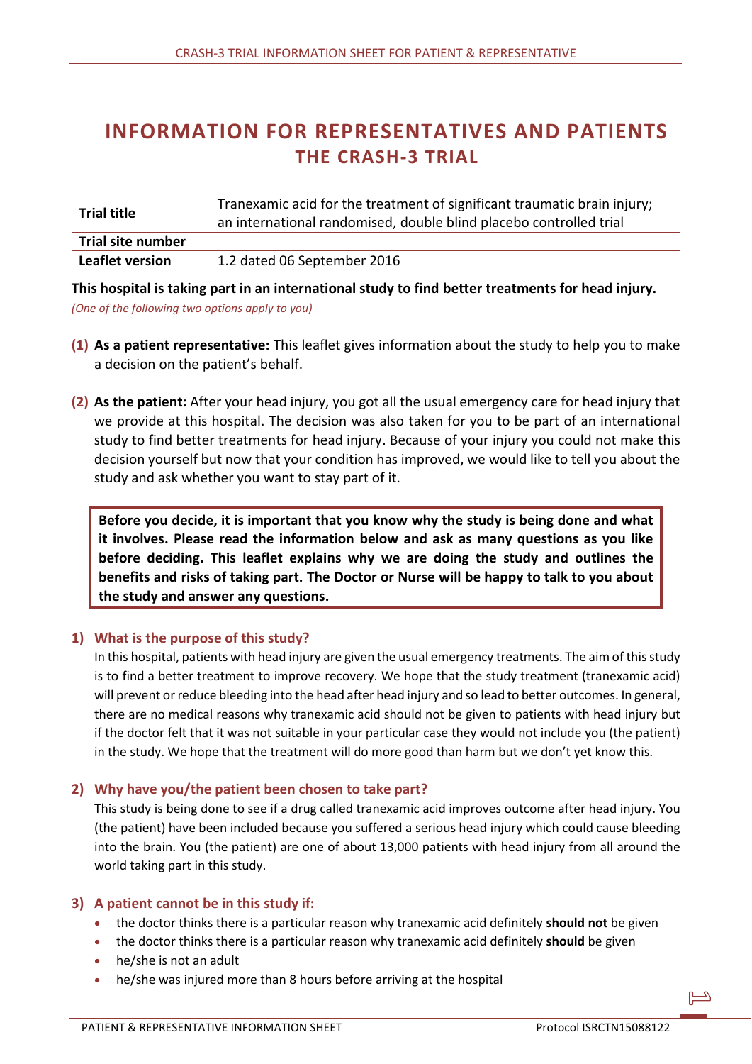# INFORMATION FOR REPRESENTATIVES AND PATIENTS
## THE CRASH-3 TRIAL

| Trial title | Tranexamic acid for the treatment of significant traumatic brain injury; an international randomised, double blind placebo controlled trial |
|---|---|
| Trial site number | |
| Leaflet version | 1.2 dated 06 September 2016 |

**This hospital is taking part in an international study to find better treatments for head injury.**

*(One of the following two options apply to you)*

**(1) As a patient representative:** This leaflet gives information about the study to help you to make a decision on the patient's behalf.

**(2) As the patient:** After your head injury, you got all the usual emergency care for head injury that we provide at this hospital. The decision was also taken for you to be part of an international study to find better treatments for head injury. Because of your injury you could not make this decision yourself but now that your condition has improved, we would like to tell you about the study and ask whether you want to stay part of it.

**Before you decide, it is important that you know why the study is being done and what it involves. Please read the information below and ask as many questions as you like before deciding. This leaflet explains why we are doing the study and outlines the benefits and risks of taking part. The Doctor or Nurse will be happy to talk to you about the study and answer any questions.**

### 1) What is the purpose of this study?

In this hospital, patients with head injury are given the usual emergency treatments. The aim of this study is to find a better treatment to improve recovery. We hope that the study treatment (tranexamic acid) will prevent or reduce bleeding into the head after head injury and so lead to better outcomes. In general, there are no medical reasons why tranexamic acid should not be given to patients with head injury but if the doctor felt that it was not suitable in your particular case they would not include you (the patient) in the study. We hope that the treatment will do more good than harm but we don't yet know this.

### 2) Why have you/the patient been chosen to take part?

This study is being done to see if a drug called tranexamic acid improves outcome after head injury. You (the patient) have been included because you suffered a serious head injury which could cause bleeding into the brain. You (the patient) are one of about 13,000 patients with head injury from all around the world taking part in this study.

### 3) A patient cannot be in this study if:

- the doctor thinks there is a particular reason why tranexamic acid definitely **should not** be given
- the doctor thinks there is a particular reason why tranexamic acid definitely **should** be given
- he/she is not an adult
- he/she was injured more than 8 hours before arriving at the hospital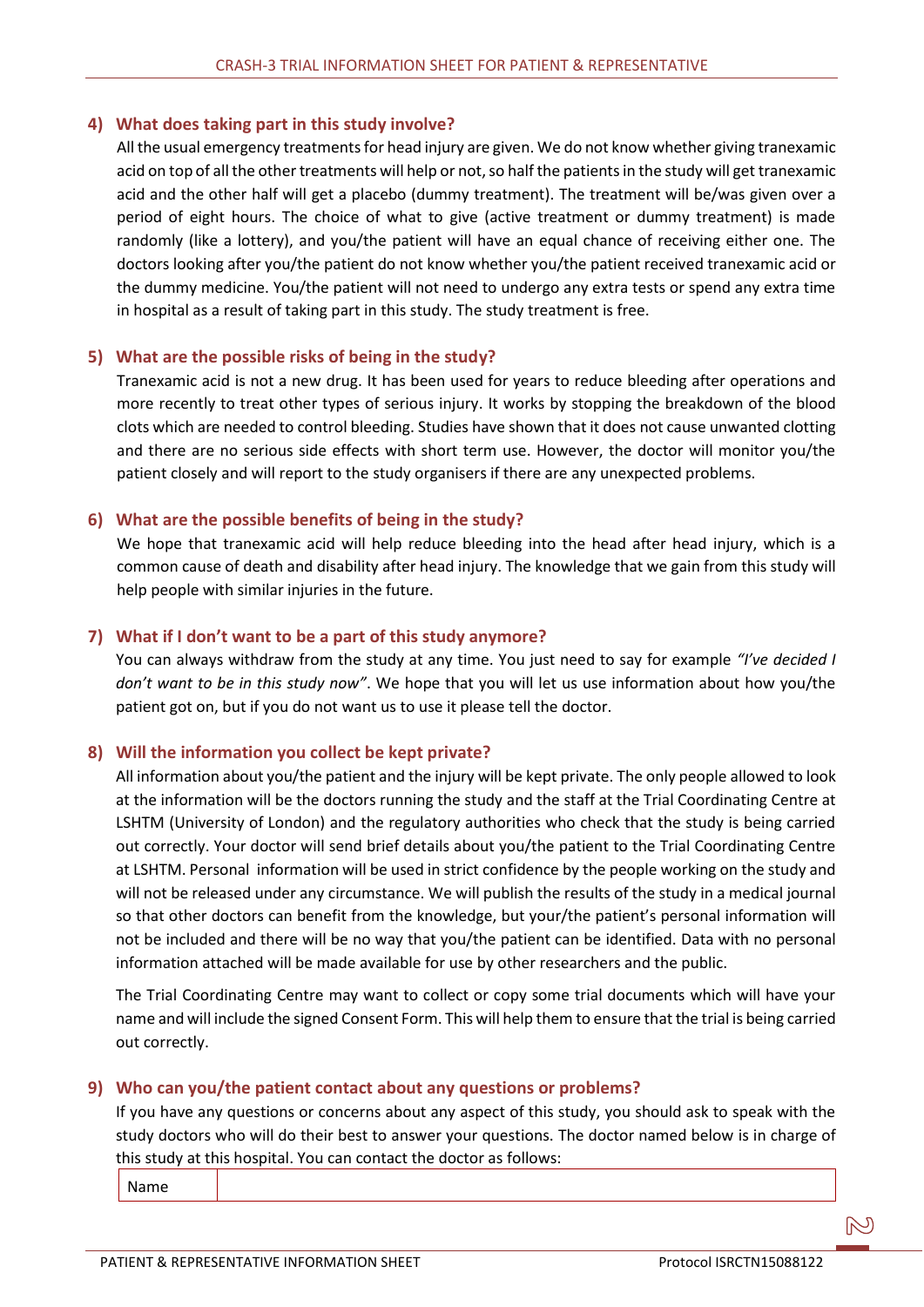## 4) What does taking part in this study involve?

All the usual emergency treatments for head injury are given. We do not know whether giving tranexamic acid on top of all the other treatments will help or not, so half the patients in the study will get tranexamic acid and the other half will get a placebo (dummy treatment). The treatment will be/was given over a period of eight hours. The choice of what to give (active treatment or dummy treatment) is made randomly (like a lottery), and you/the patient will have an equal chance of receiving either one. The doctors looking after you/the patient do not know whether you/the patient received tranexamic acid or the dummy medicine. You/the patient will not need to undergo any extra tests or spend any extra time in hospital as a result of taking part in this study. The study treatment is free.

## 5) What are the possible risks of being in the study?

Tranexamic acid is not a new drug. It has been used for years to reduce bleeding after operations and more recently to treat other types of serious injury. It works by stopping the breakdown of the blood clots which are needed to control bleeding. Studies have shown that it does not cause unwanted clotting and there are no serious side effects with short term use. However, the doctor will monitor you/the patient closely and will report to the study organisers if there are any unexpected problems.

## 6) What are the possible benefits of being in the study?

We hope that tranexamic acid will help reduce bleeding into the head after head injury, which is a common cause of death and disability after head injury. The knowledge that we gain from this study will help people with similar injuries in the future.

## 7) What if I don't want to be a part of this study anymore?

You can always withdraw from the study at any time. You just need to say for example *"I've decided I don't want to be in this study now"*. We hope that you will let us use information about how you/the patient got on, but if you do not want us to use it please tell the doctor.

## 8) Will the information you collect be kept private?

All information about you/the patient and the injury will be kept private. The only people allowed to look at the information will be the doctors running the study and the staff at the Trial Coordinating Centre at LSHTM (University of London) and the regulatory authorities who check that the study is being carried out correctly. Your doctor will send brief details about you/the patient to the Trial Coordinating Centre at LSHTM. Personal information will be used in strict confidence by the people working on the study and will not be released under any circumstance. We will publish the results of the study in a medical journal so that other doctors can benefit from the knowledge, but your/the patient's personal information will not be included and there will be no way that you/the patient can be identified. Data with no personal information attached will be made available for use by other researchers and the public.

The Trial Coordinating Centre may want to collect or copy some trial documents which will have your name and will include the signed Consent Form. This will help them to ensure that the trial is being carried out correctly.

## 9) Who can you/the patient contact about any questions or problems?

If you have any questions or concerns about any aspect of this study, you should ask to speak with the study doctors who will do their best to answer your questions. The doctor named below is in charge of this study at this hospital. You can contact the doctor as follows:

| Name | |
|---|---|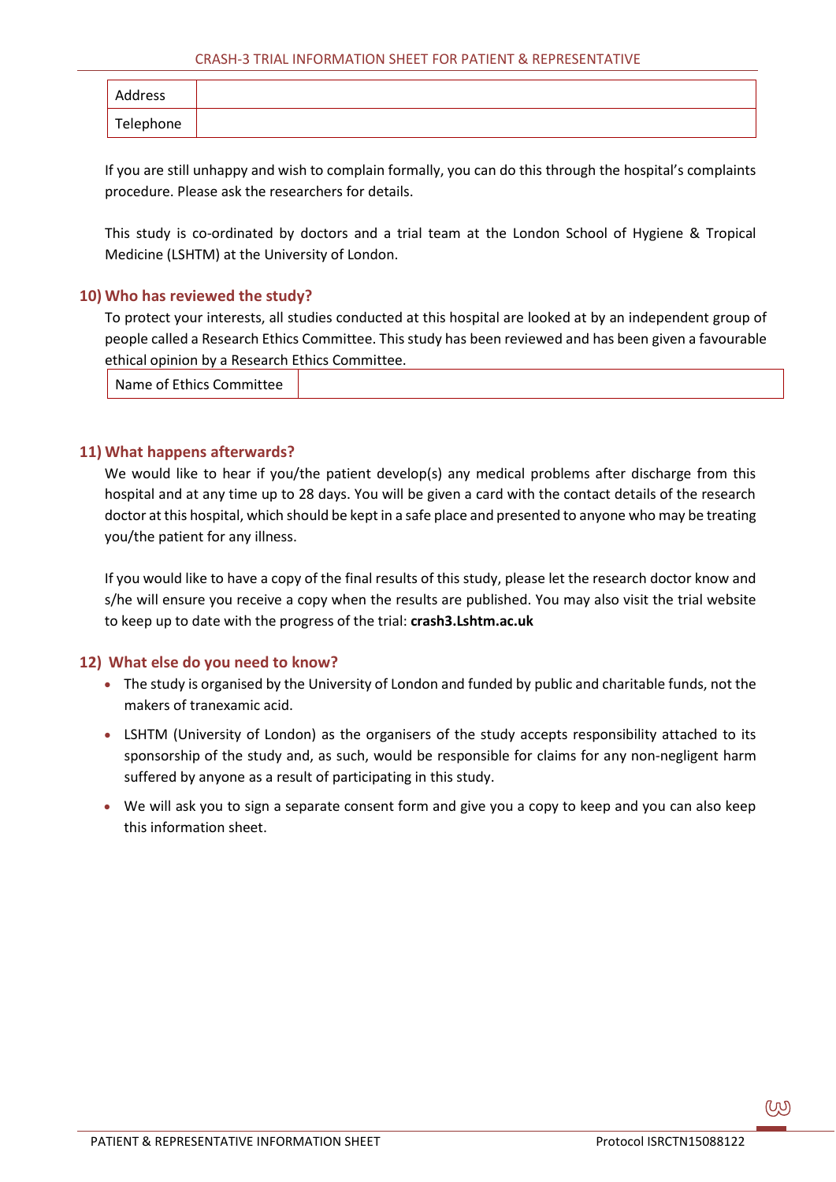| | |
|---|---|
| Address | |
| Telephone | |

If you are still unhappy and wish to complain formally, you can do this through the hospital's complaints procedure. Please ask the researchers for details.

This study is co-ordinated by doctors and a trial team at the London School of Hygiene & Tropical Medicine (LSHTM) at the University of London.

## 10) Who has reviewed the study?

To protect your interests, all studies conducted at this hospital are looked at by an independent group of people called a Research Ethics Committee. This study has been reviewed and has been given a favourable ethical opinion by a Research Ethics Committee.

| | |
|---|---|
| Name of Ethics Committee | |

## 11) What happens afterwards?

We would like to hear if you/the patient develop(s) any medical problems after discharge from this hospital and at any time up to 28 days. You will be given a card with the contact details of the research doctor at this hospital, which should be kept in a safe place and presented to anyone who may be treating you/the patient for any illness.

If you would like to have a copy of the final results of this study, please let the research doctor know and s/he will ensure you receive a copy when the results are published. You may also visit the trial website to keep up to date with the progress of the trial: **crash3.Lshtm.ac.uk**

## 12) What else do you need to know?

- The study is organised by the University of London and funded by public and charitable funds, not the makers of tranexamic acid.
- LSHTM (University of London) as the organisers of the study accepts responsibility attached to its sponsorship of the study and, as such, would be responsible for claims for any non-negligent harm suffered by anyone as a result of participating in this study.
- We will ask you to sign a separate consent form and give you a copy to keep and you can also keep this information sheet.